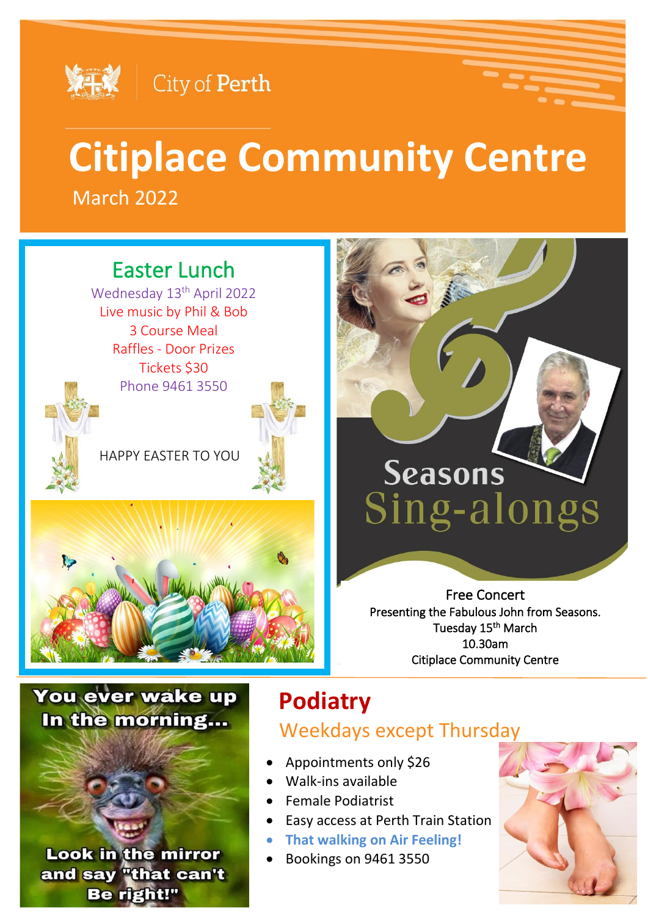City of Perth

# Citiplace Community Centre

March 2022

## Easter Lunch

Wednesday 13th April 2022
Live music by Phil & Bob
3 Course Meal
Raffles - Door Prizes
Tickets $30
Phone 9461 3550

HAPPY EASTER TO YOU

## Seasons Sing-alongs

Free Concert
Presenting the Fabulous John from Seasons.
Tuesday 15th March
10.30am
Citiplace Community Centre

You ever wake up In the morning...
Look in the mirror and say "that can't Be right!"

## Podiatry

### Weekdays except Thursday

- Appointments only $26
- Walk-ins available
- Female Podiatrist
- Easy access at Perth Train Station
- **That walking on Air Feeling!**
- Bookings on 9461 3550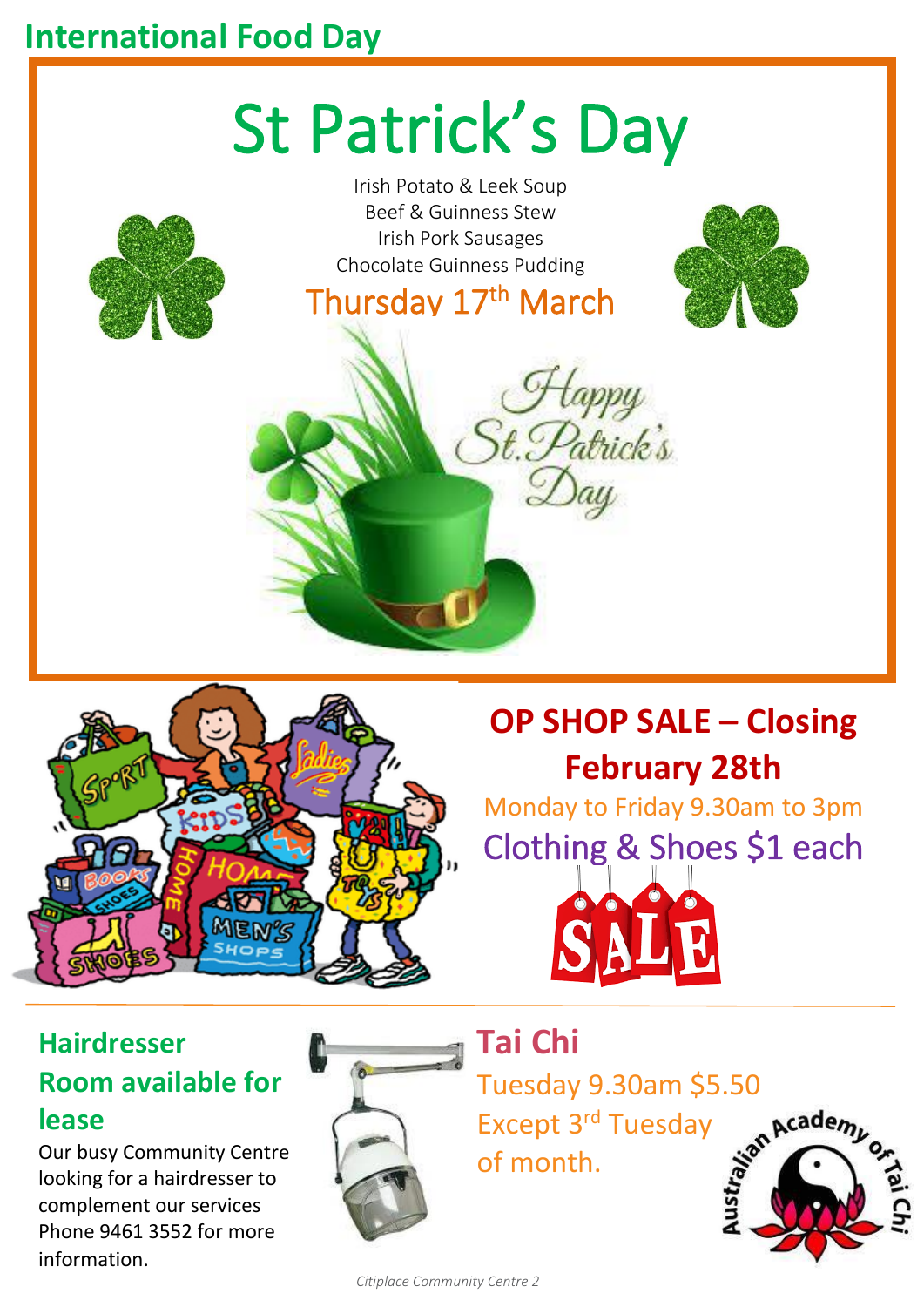# International Food Day

## St Patrick's Day

Irish Potato & Leek Soup
Beef & Guinness Stew
Irish Pork Sausages
Chocolate Guinness Pudding

**Thursday 17th March**

Happy St. Patrick's Day

## OP SHOP SALE – Closing February 28th

Monday to Friday 9.30am to 3pm

Clothing & Shoes $1 each

SALE

## Hairdresser Room available for lease

Our busy Community Centre looking for a hairdresser to complement our services Phone 9461 3552 for more information.

## Tai Chi

Tuesday 9.30am $5.50
Except 3rd Tuesday of month.

Australian Academy of Tai Chi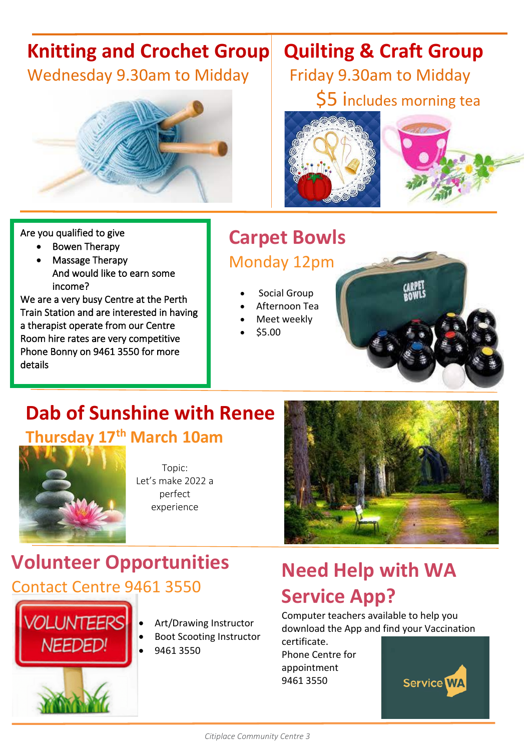## Knitting and Crochet Group

Wednesday 9.30am to Midday

## Quilting & Craft Group

Friday 9.30am to Midday

$5 includes morning tea

Are you qualified to give

- Bowen Therapy
- Massage Therapy

And would like to earn some income?

We are a very busy Centre at the Perth Train Station and are interested in having a therapist operate from our Centre

Room hire rates are very competitive

Phone Bonny on 9461 3550 for more details

## Carpet Bowls

Monday 12pm

- Social Group
- Afternoon Tea
- Meet weekly
- $5.00

## Dab of Sunshine with Renee

**Thursday 17th March 10am**

Topic:
Let's make 2022 a perfect experience

## Volunteer Opportunities

Contact Centre 9461 3550

- Art/Drawing Instructor
- Boot Scooting Instructor
- 9461 3550

## Need Help with WA Service App?

Computer teachers available to help you download the App and find your Vaccination certificate.

Phone Centre for appointment
9461 3550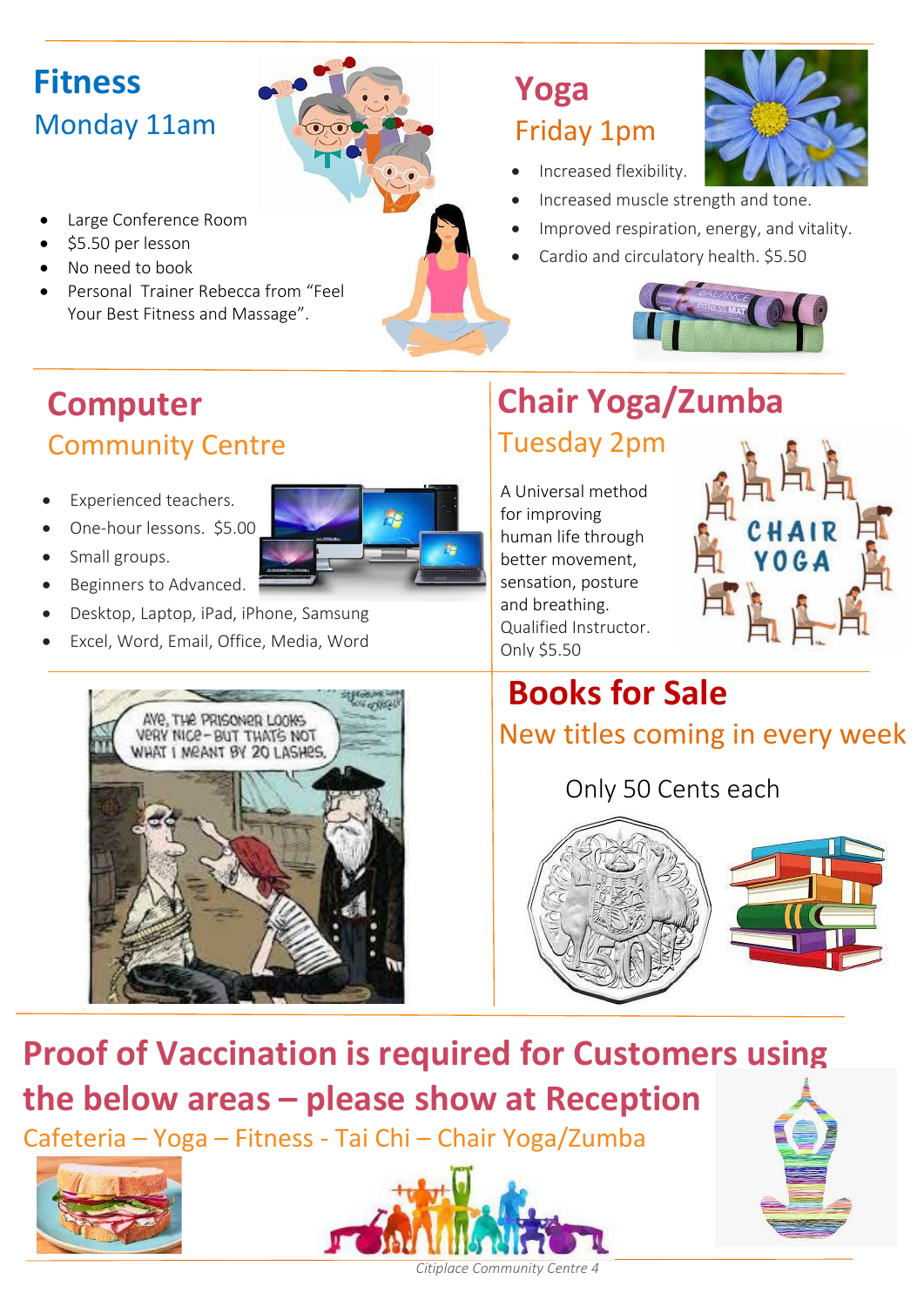## Fitness

### Monday 11am

- Large Conference Room
- $5.50 per lesson
- No need to book
- Personal Trainer Rebecca from "Feel Your Best Fitness and Massage".

## Yoga

### Friday 1pm

- Increased flexibility.
- Increased muscle strength and tone.
- Improved respiration, energy, and vitality.
- Cardio and circulatory health. $5.50

## Computer

### Community Centre

- Experienced teachers.
- One-hour lessons. $5.00
- Small groups.
- Beginners to Advanced.
- Desktop, Laptop, iPad, iPhone, Samsung
- Excel, Word, Email, Office, Media, Word

## Chair Yoga/Zumba

### Tuesday 2pm

A Universal method for improving human life through better movement, sensation, posture and breathing. Qualified Instructor. Only $5.50

## Books for Sale

### New titles coming in every week

Only 50 Cents each

## Proof of Vaccination is required for Customers using the below areas – please show at Reception

### Cafeteria – Yoga – Fitness - Tai Chi – Chair Yoga/Zumba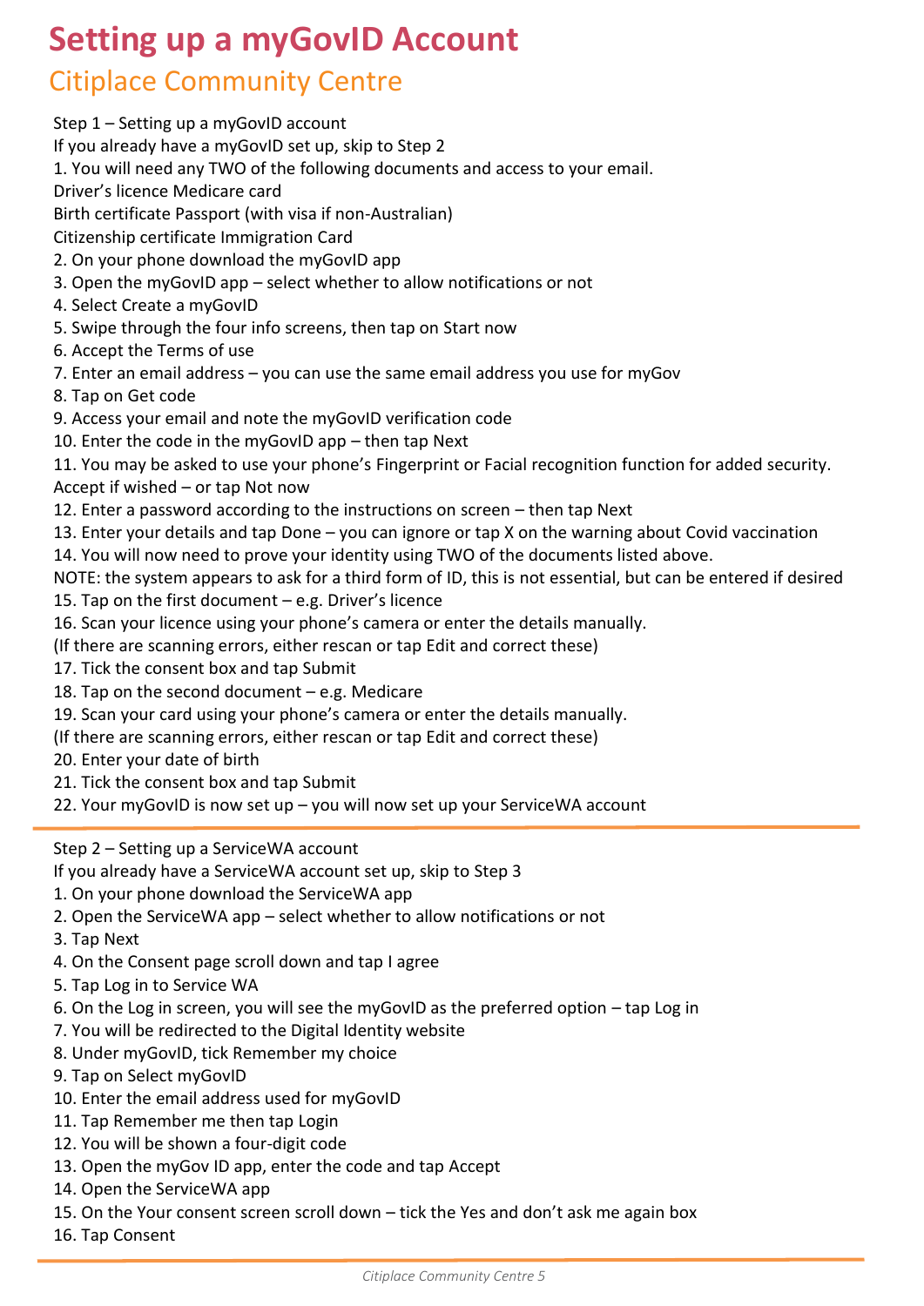# Setting up a myGovID Account

## Citiplace Community Centre

Step 1 – Setting up a myGovID account

If you already have a myGovID set up, skip to Step 2

1. You will need any TWO of the following documents and access to your email.

Driver's licence Medicare card

Birth certificate Passport (with visa if non-Australian)

Citizenship certificate Immigration Card

2. On your phone download the myGovID app
3. Open the myGovID app – select whether to allow notifications or not
4. Select Create a myGovID
5. Swipe through the four info screens, then tap on Start now
6. Accept the Terms of use
7. Enter an email address – you can use the same email address you use for myGov
8. Tap on Get code
9. Access your email and note the myGovID verification code
10. Enter the code in the myGovID app – then tap Next
11. You may be asked to use your phone's Fingerprint or Facial recognition function for added security. Accept if wished – or tap Not now
12. Enter a password according to the instructions on screen – then tap Next
13. Enter your details and tap Done – you can ignore or tap X on the warning about Covid vaccination
14. You will now need to prove your identity using TWO of the documents listed above.

NOTE: the system appears to ask for a third form of ID, this is not essential, but can be entered if desired

15. Tap on the first document – e.g. Driver's licence
16. Scan your licence using your phone's camera or enter the details manually. (If there are scanning errors, either rescan or tap Edit and correct these)
17. Tick the consent box and tap Submit
18. Tap on the second document – e.g. Medicare
19. Scan your card using your phone's camera or enter the details manually. (If there are scanning errors, either rescan or tap Edit and correct these)
20. Enter your date of birth
21. Tick the consent box and tap Submit
22. Your myGovID is now set up – you will now set up your ServiceWA account

---

Step 2 – Setting up a ServiceWA account

If you already have a ServiceWA account set up, skip to Step 3

1. On your phone download the ServiceWA app
2. Open the ServiceWA app – select whether to allow notifications or not
3. Tap Next
4. On the Consent page scroll down and tap I agree
5. Tap Log in to Service WA
6. On the Log in screen, you will see the myGovID as the preferred option – tap Log in
7. You will be redirected to the Digital Identity website
8. Under myGovID, tick Remember my choice
9. Tap on Select myGovID
10. Enter the email address used for myGovID
11. Tap Remember me then tap Login
12. You will be shown a four-digit code
13. Open the myGov ID app, enter the code and tap Accept
14. Open the ServiceWA app
15. On the Your consent screen scroll down – tick the Yes and don't ask me again box
16. Tap Consent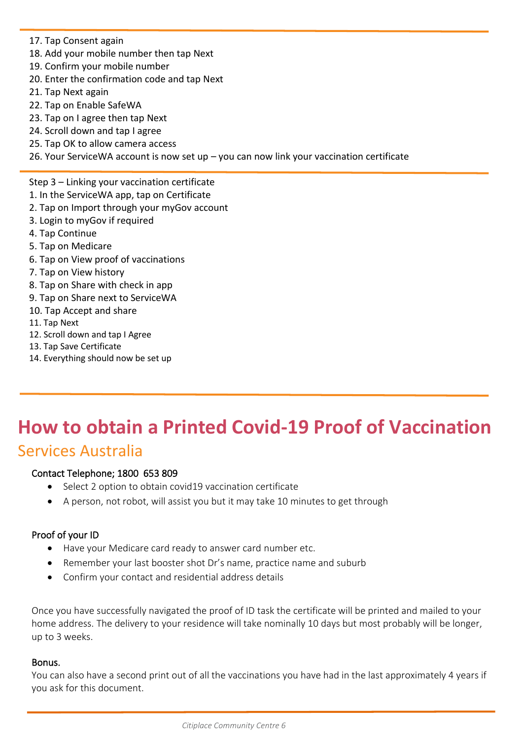17. Tap Consent again
18. Add your mobile number then tap Next
19. Confirm your mobile number
20. Enter the confirmation code and tap Next
21. Tap Next again
22. Tap on Enable SafeWA
23. Tap on I agree then tap Next
24. Scroll down and tap I agree
25. Tap OK to allow camera access
26. Your ServiceWA account is now set up – you can now link your vaccination certificate

---

Step 3 – Linking your vaccination certificate

1. In the ServiceWA app, tap on Certificate
2. Tap on Import through your myGov account
3. Login to myGov if required
4. Tap Continue
5. Tap on Medicare
6. Tap on View proof of vaccinations
7. Tap on View history
8. Tap on Share with check in app
9. Tap on Share next to ServiceWA
10. Tap Accept and share
11. Tap Next
12. Scroll down and tap I Agree
13. Tap Save Certificate
14. Everything should now be set up

---

# How to obtain a Printed Covid-19 Proof of Vaccination

## Services Australia

### Contact Telephone; 1800 653 809

- Select 2 option to obtain covid19 vaccination certificate
- A person, not robot, will assist you but it may take 10 minutes to get through

### Proof of your ID

- Have your Medicare card ready to answer card number etc.
- Remember your last booster shot Dr's name, practice name and suburb
- Confirm your contact and residential address details

Once you have successfully navigated the proof of ID task the certificate will be printed and mailed to your home address. The delivery to your residence will take nominally 10 days but most probably will be longer, up to 3 weeks.

### Bonus.

You can also have a second print out of all the vaccinations you have had in the last approximately 4 years if you ask for this document.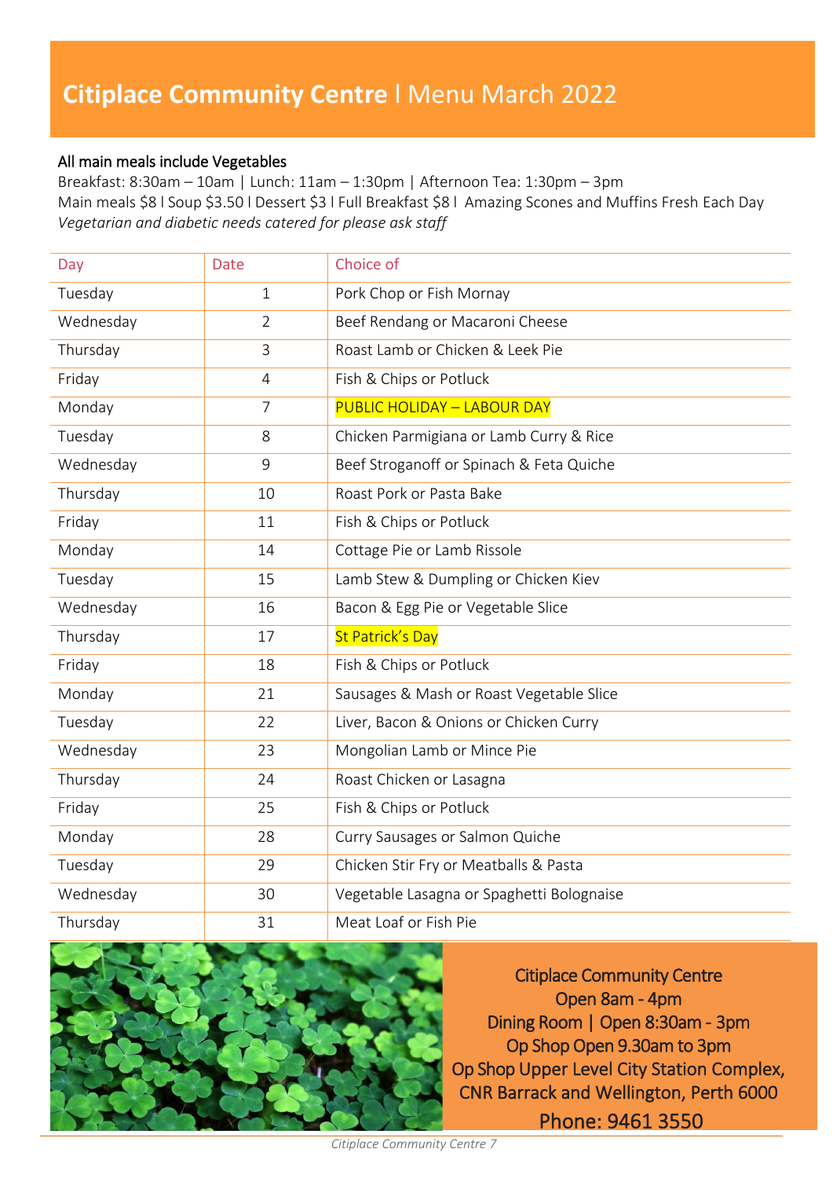# **Citiplace Community Centre** | Menu March 2022

All main meals include Vegetables

Breakfast: 8:30am – 10am | Lunch: 11am – 1:30pm | Afternoon Tea: 1:30pm – 3pm

Main meals $8 | Soup $3.50 | Dessert $3 | Full Breakfast $8 | Amazing Scones and Muffins Fresh Each Day

*Vegetarian and diabetic needs catered for please ask staff*

| Day | Date | Choice of |
|---|---|---|
| Tuesday | 1 | Pork Chop or Fish Mornay |
| Wednesday | 2 | Beef Rendang or Macaroni Cheese |
| Thursday | 3 | Roast Lamb or Chicken & Leek Pie |
| Friday | 4 | Fish & Chips or Potluck |
| Monday | 7 | PUBLIC HOLIDAY – LABOUR DAY |
| Tuesday | 8 | Chicken Parmigiana or Lamb Curry & Rice |
| Wednesday | 9 | Beef Stroganoff or Spinach & Feta Quiche |
| Thursday | 10 | Roast Pork or Pasta Bake |
| Friday | 11 | Fish & Chips or Potluck |
| Monday | 14 | Cottage Pie or Lamb Rissole |
| Tuesday | 15 | Lamb Stew & Dumpling or Chicken Kiev |
| Wednesday | 16 | Bacon & Egg Pie or Vegetable Slice |
| Thursday | 17 | St Patrick's Day |
| Friday | 18 | Fish & Chips or Potluck |
| Monday | 21 | Sausages & Mash or Roast Vegetable Slice |
| Tuesday | 22 | Liver, Bacon & Onions or Chicken Curry |
| Wednesday | 23 | Mongolian Lamb or Mince Pie |
| Thursday | 24 | Roast Chicken or Lasagna |
| Friday | 25 | Fish & Chips or Potluck |
| Monday | 28 | Curry Sausages or Salmon Quiche |
| Tuesday | 29 | Chicken Stir Fry or Meatballs & Pasta |
| Wednesday | 30 | Vegetable Lasagna or Spaghetti Bolognaise |
| Thursday | 31 | Meat Loaf or Fish Pie |

Citiplace Community Centre
Open 8am - 4pm
Dining Room | Open 8:30am - 3pm
Op Shop Open 9.30am to 3pm
Op Shop Upper Level City Station Complex,
CNR Barrack and Wellington, Perth 6000
Phone: 9461 3550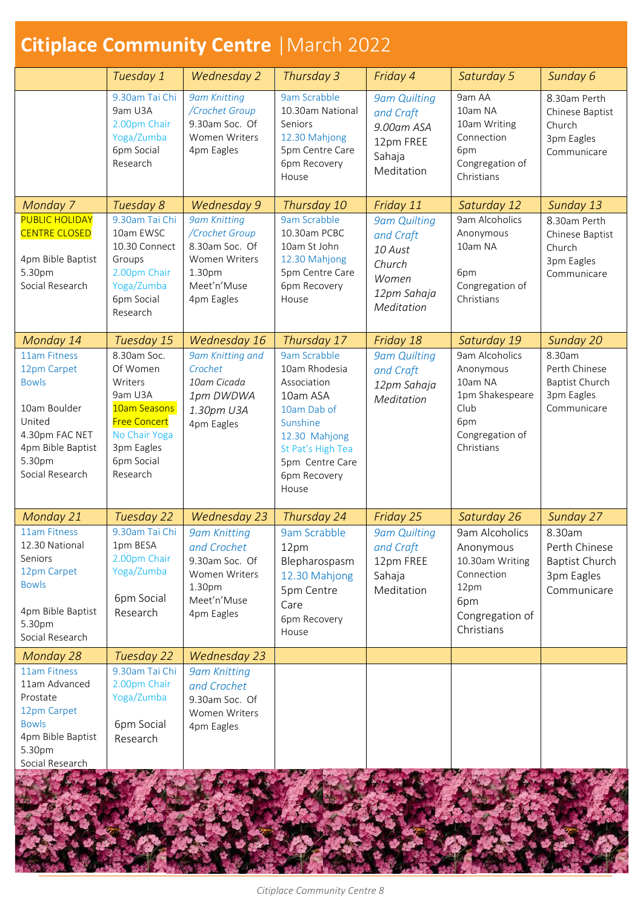# Citiplace Community Centre | March 2022

| | Tuesday 1 | Wednesday 2 | Thursday 3 | Friday 4 | Saturday 5 | Sunday 6 |
|---|---|---|---|---|---|---|
| | 9.30am Tai Chi<br>9am U3A<br>2.00pm Chair Yoga/Zumba<br>6pm Social Research | *9am Knitting /Crochet Group*<br>9.30am Soc. Of Women Writers<br>4pm Eagles | 9am Scrabble<br>10.30am National Seniors<br>12.30 Mahjong<br>5pm Centre Care<br>6pm Recovery House | *9am Quilting and Craft*<br>*9.00am ASA*<br>12pm FREE Sahaja Meditation | 9am AA<br>10am NA<br>10am Writing Connection<br>6pm Congregation of Christians | 8.30am Perth Chinese Baptist Church<br>3pm Eagles Communicare |
| **Monday 7** | **Tuesday 8** | **Wednesday 9** | **Thursday 10** | **Friday 11** | **Saturday 12** | **Sunday 13** |
| PUBLIC HOLIDAY CENTRE CLOSED<br><br>4pm Bible Baptist<br>5.30pm Social Research | 9.30am Tai Chi<br>10am EWSC<br>10.30 Connect Groups<br>2.00pm Chair Yoga/Zumba<br>6pm Social Research | *9am Knitting /Crochet Group*<br>8.30am Soc. Of Women Writers<br>1.30pm Meet'n'Muse<br>4pm Eagles | 9am Scrabble<br>10.30am PCBC<br>10am St John<br>12.30 Mahjong<br>5pm Centre Care<br>6pm Recovery House | *9am Quilting and Craft*<br>*10 Aust Church Women*<br>*12pm Sahaja Meditation* | 9am Alcoholics Anonymous<br>10am NA<br><br>6pm Congregation of Christians | 8.30am Perth Chinese Baptist Church<br>3pm Eagles Communicare |
| **Monday 14** | **Tuesday 15** | **Wednesday 16** | **Thursday 17** | **Friday 18** | **Saturday 19** | **Sunday 20** |
| 11am Fitness<br>12pm Carpet Bowls<br><br>10am Boulder United<br>4.30pm FAC NET<br>4pm Bible Baptist<br>5.30pm Social Research | 8.30am Soc. Of Women Writers<br>9am U3A<br>10am Seasons Free Concert<br>No Chair Yoga<br>3pm Eagles<br>6pm Social Research | *9am Knitting and Crochet*<br>*10am Cicada*<br>*1pm DWDWA*<br>*1.30pm U3A*<br>4pm Eagles | 9am Scrabble<br>10am Rhodesia Association<br>10am ASA<br>10am Dab of Sunshine<br>12.30 Mahjong<br>St Pat's High Tea<br>5pm Centre Care<br>6pm Recovery House | *9am Quilting and Craft*<br>*12pm Sahaja Meditation* | 9am Alcoholics Anonymous<br>10am NA<br>1pm Shakespeare Club<br>6pm Congregation of Christians | 8.30am Perth Chinese Baptist Church<br>3pm Eagles Communicare |
| **Monday 21** | **Tuesday 22** | **Wednesday 23** | **Thursday 24** | **Friday 25** | **Saturday 26** | **Sunday 27** |
| 11am Fitness<br>12.30 National Seniors<br>12pm Carpet Bowls<br><br>4pm Bible Baptist<br>5.30pm Social Research | 9.30am Tai Chi<br>1pm BESA<br>2.00pm Chair Yoga/Zumba<br><br>6pm Social Research | *9am Knitting and Crochet*<br>9.30am Soc. Of Women Writers<br>1.30pm Meet'n'Muse<br>4pm Eagles | 9am Scrabble<br>12pm Blepharospasm<br>12.30 Mahjong<br>5pm Centre Care<br>6pm Recovery House | *9am Quilting and Craft*<br>12pm FREE Sahaja Meditation | 9am Alcoholics Anonymous<br>10.30am Writing Connection<br>12pm<br>6pm Congregation of Christians | 8.30am Perth Chinese Baptist Church<br>3pm Eagles Communicare |
| **Monday 28** | **Tuesday 22** | **Wednesday 23** | | | | |
| 11am Fitness<br>11am Advanced Prostate<br>12pm Carpet Bowls<br>4pm Bible Baptist<br>5.30pm Social Research | 9.30am Tai Chi<br>2.00pm Chair Yoga/Zumba<br><br>6pm Social Research | *9am Knitting and Crochet*<br>9.30am Soc. Of Women Writers<br>4pm Eagles | | | | |